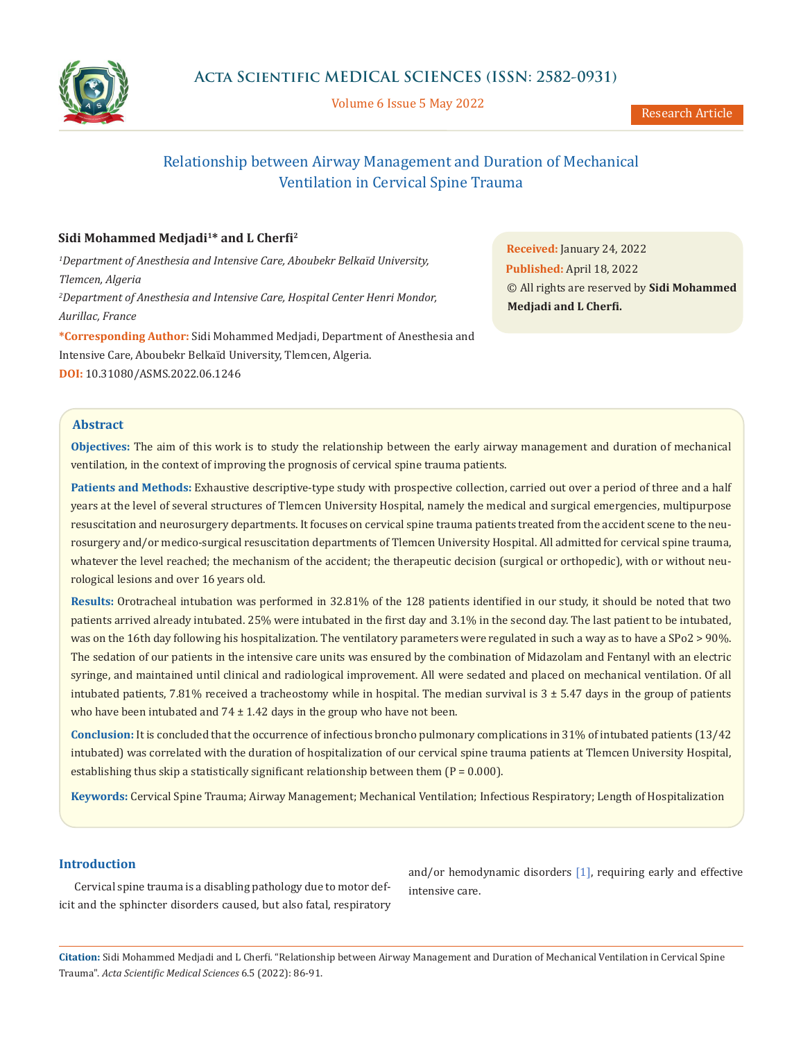# Relationship between Airway Management and Duration of Mechanical Ventilation in Cervical Spine Trauma

**Sidi Mohammed Medjadi[1]* and L Cherfi[2]**

[1]*Department of Anesthesia and Intensive Care, Aboubekr Belkaïd University, Tlemcen, Algeria*

[2]*Department of Anesthesia and Intensive Care, Hospital Center Henri Mondor, Aurillac, France*

**\*Corresponding Author:** Sidi Mohammed Medjadi, Department of Anesthesia and Intensive Care, Aboubekr Belkaïd University, Tlemcen, Algeria.

**DOI:** 10.31080/ASMS.2022.06.1246

**Received:** January 24, 2022

**Published:** April 18, 2022

© All rights are reserved by **Sidi Mohammed Medjadi and L Cherfi.**

## Abstract

**Objectives:** The aim of this work is to study the relationship between the early airway management and duration of mechanical ventilation, in the context of improving the prognosis of cervical spine trauma patients.

**Patients and Methods:** Exhaustive descriptive-type study with prospective collection, carried out over a period of three and a half years at the level of several structures of Tlemcen University Hospital, namely the medical and surgical emergencies, multipurpose resuscitation and neurosurgery departments. It focuses on cervical spine trauma patients treated from the accident scene to the neurosurgery and/or medico-surgical resuscitation departments of Tlemcen University Hospital. All admitted for cervical spine trauma, whatever the level reached; the mechanism of the accident; the therapeutic decision (surgical or orthopedic), with or without neurological lesions and over 16 years old.

**Results:** Orotracheal intubation was performed in 32.81% of the 128 patients identified in our study, it should be noted that two patients arrived already intubated. 25% were intubated in the first day and 3.1% in the second day. The last patient to be intubated, was on the 16th day following his hospitalization. The ventilatory parameters were regulated in such a way as to have a SPo2 > 90%. The sedation of our patients in the intensive care units was ensured by the combination of Midazolam and Fentanyl with an electric syringe, and maintained until clinical and radiological improvement. All were sedated and placed on mechanical ventilation. Of all intubated patients, 7.81% received a tracheostomy while in hospital. The median survival is 3 ± 5.47 days in the group of patients who have been intubated and 74 ± 1.42 days in the group who have not been.

**Conclusion:** It is concluded that the occurrence of infectious broncho pulmonary complications in 31% of intubated patients (13/42 intubated) was correlated with the duration of hospitalization of our cervical spine trauma patients at Tlemcen University Hospital, establishing thus skip a statistically significant relationship between them (P = 0.000).

**Keywords:** Cervical Spine Trauma; Airway Management; Mechanical Ventilation; Infectious Respiratory; Length of Hospitalization

## Introduction

Cervical spine trauma is a disabling pathology due to motor deficit and the sphincter disorders caused, but also fatal, respiratory and/or hemodynamic disorders [1], requiring early and effective intensive care.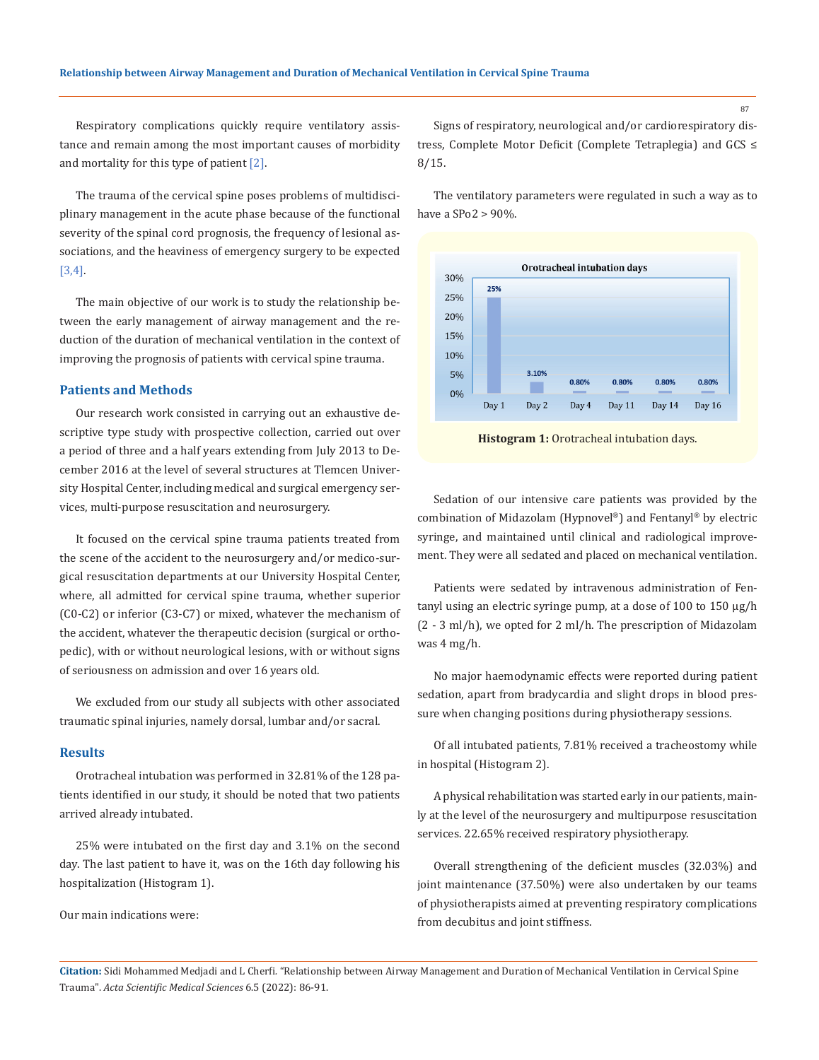Respiratory complications quickly require ventilatory assistance and remain among the most important causes of morbidity and mortality for this type of patient [2].

The trauma of the cervical spine poses problems of multidisciplinary management in the acute phase because of the functional severity of the spinal cord prognosis, the frequency of lesional associations, and the heaviness of emergency surgery to be expected [3,4].

The main objective of our work is to study the relationship between the early management of airway management and the reduction of the duration of mechanical ventilation in the context of improving the prognosis of patients with cervical spine trauma.

## Patients and Methods

Our research work consisted in carrying out an exhaustive descriptive type study with prospective collection, carried out over a period of three and a half years extending from July 2013 to December 2016 at the level of several structures at Tlemcen University Hospital Center, including medical and surgical emergency services, multi-purpose resuscitation and neurosurgery.

It focused on the cervical spine trauma patients treated from the scene of the accident to the neurosurgery and/or medico-surgical resuscitation departments at our University Hospital Center, where, all admitted for cervical spine trauma, whether superior (C0-C2) or inferior (C3-C7) or mixed, whatever the mechanism of the accident, whatever the therapeutic decision (surgical or orthopedic), with or without neurological lesions, with or without signs of seriousness on admission and over 16 years old.

We excluded from our study all subjects with other associated traumatic spinal injuries, namely dorsal, lumbar and/or sacral.

## Results

Orotracheal intubation was performed in 32.81% of the 128 patients identified in our study, it should be noted that two patients arrived already intubated.

25% were intubated on the first day and 3.1% on the second day. The last patient to have it, was on the 16th day following his hospitalization (Histogram 1).

Our main indications were:

Signs of respiratory, neurological and/or cardiorespiratory distress, Complete Motor Deficit (Complete Tetraplegia) and GCS ≤ 8/15.

The ventilatory parameters were regulated in such a way as to have a SPo2 > 90%.

**Histogram 1:** Orotracheal intubation days.

Sedation of our intensive care patients was provided by the combination of Midazolam (Hypnovel®) and Fentanyl® by electric syringe, and maintained until clinical and radiological improvement. They were all sedated and placed on mechanical ventilation.

Patients were sedated by intravenous administration of Fentanyl using an electric syringe pump, at a dose of 100 to 150 µg/h (2 - 3 ml/h), we opted for 2 ml/h. The prescription of Midazolam was 4 mg/h.

No major haemodynamic effects were reported during patient sedation, apart from bradycardia and slight drops in blood pressure when changing positions during physiotherapy sessions.

Of all intubated patients, 7.81% received a tracheostomy while in hospital (Histogram 2).

A physical rehabilitation was started early in our patients, mainly at the level of the neurosurgery and multipurpose resuscitation services. 22.65% received respiratory physiotherapy.

Overall strengthening of the deficient muscles (32.03%) and joint maintenance (37.50%) were also undertaken by our teams of physiotherapists aimed at preventing respiratory complications from decubitus and joint stiffness.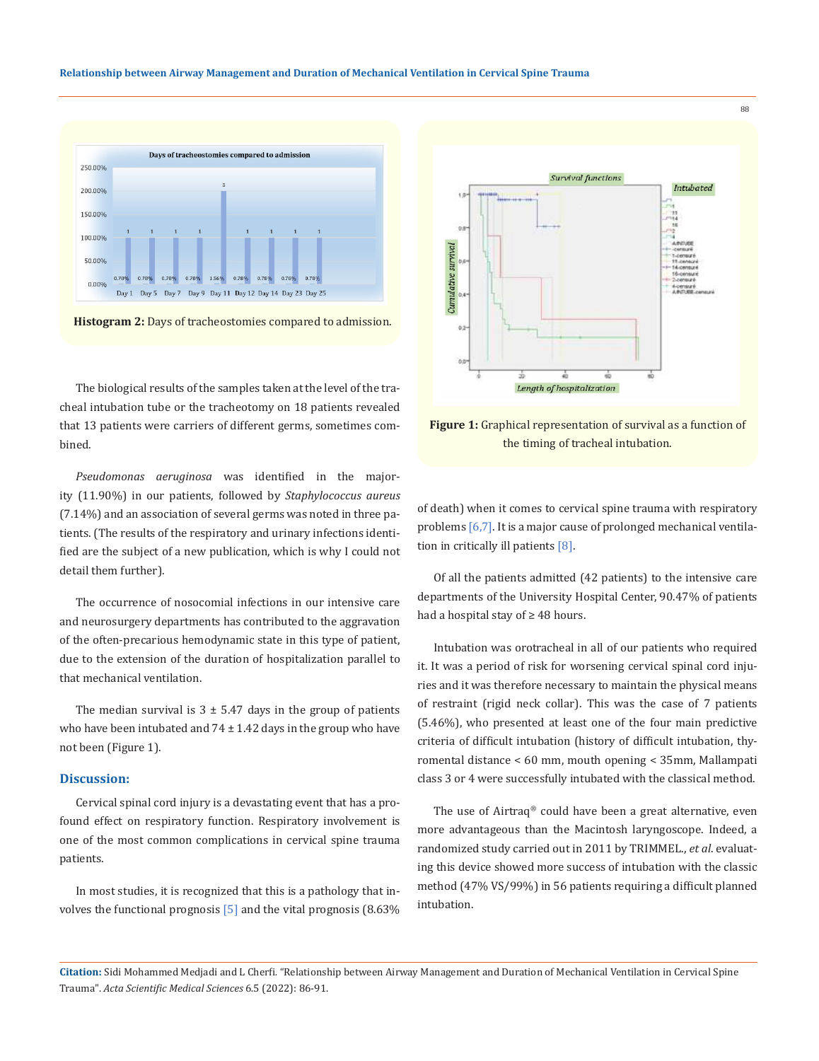**Histogram 2:** Days of tracheostomies compared to admission.

The biological results of the samples taken at the level of the tracheal intubation tube or the tracheotomy on 18 patients revealed that 13 patients were carriers of different germs, sometimes combined.

*Pseudomonas aeruginosa* was identified in the majority (11.90%) in our patients, followed by *Staphylococcus aureus* (7.14%) and an association of several germs was noted in three patients. (The results of the respiratory and urinary infections identified are the subject of a new publication, which is why I could not detail them further).

The occurrence of nosocomial infections in our intensive care and neurosurgery departments has contributed to the aggravation of the often-precarious hemodynamic state in this type of patient, due to the extension of the duration of hospitalization parallel to that mechanical ventilation.

The median survival is 3 ± 5.47 days in the group of patients who have been intubated and 74 ± 1.42 days in the group who have not been (Figure 1).

## Discussion:

Cervical spinal cord injury is a devastating event that has a profound effect on respiratory function. Respiratory involvement is one of the most common complications in cervical spine trauma patients.

In most studies, it is recognized that this is a pathology that involves the functional prognosis [5] and the vital prognosis (8.63% of death) when it comes to cervical spine trauma with respiratory problems [6,7]. It is a major cause of prolonged mechanical ventilation in critically ill patients [8].

**Figure 1:** Graphical representation of survival as a function of the timing of tracheal intubation.

Of all the patients admitted (42 patients) to the intensive care departments of the University Hospital Center, 90.47% of patients had a hospital stay of ≥ 48 hours.

Intubation was orotracheal in all of our patients who required it. It was a period of risk for worsening cervical spinal cord injuries and it was therefore necessary to maintain the physical means of restraint (rigid neck collar). This was the case of 7 patients (5.46%), who presented at least one of the four main predictive criteria of difficult intubation (history of difficult intubation, thyromental distance < 60 mm, mouth opening < 35mm, Mallampati class 3 or 4 were successfully intubated with the classical method.

The use of Airtraq® could have been a great alternative, even more advantageous than the Macintosh laryngoscope. Indeed, a randomized study carried out in 2011 by TRIMMEL., *et al*. evaluating this device showed more success of intubation with the classic method (47% VS/99%) in 56 patients requiring a difficult planned intubation.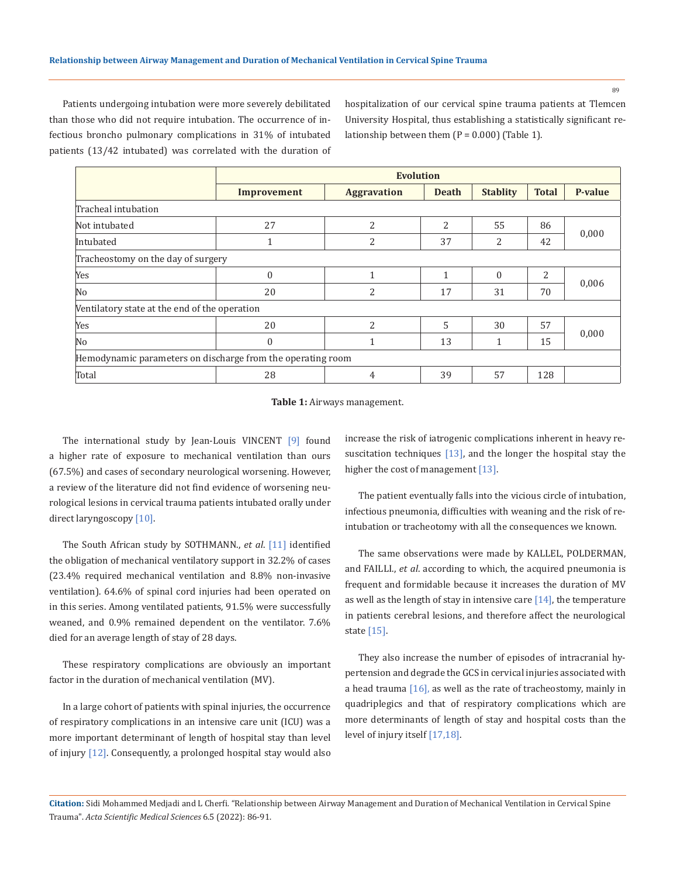Patients undergoing intubation were more severely debilitated than those who did not require intubation. The occurrence of infectious broncho pulmonary complications in 31% of intubated patients (13/42 intubated) was correlated with the duration of hospitalization of our cervical spine trauma patients at Tlemcen University Hospital, thus establishing a statistically significant relationship between them (P = 0.000) (Table 1).

| | Evolution | | | | | |
|---|---|---|---|---|---|---|
| | Improvement | Aggravation | Death | Stablity | Total | P-value |
| Tracheal intubation | | | | | | |
| Not intubated | 27 | 2 | 2 | 55 | 86 | 0,000 |
| Intubated | 1 | 2 | 37 | 2 | 42 | |
| Tracheostomy on the day of surgery | | | | | | |
| Yes | 0 | 1 | 1 | 0 | 2 | 0,006 |
| No | 20 | 2 | 17 | 31 | 70 | |
| Ventilatory state at the end of the operation | | | | | | |
| Yes | 20 | 2 | 5 | 30 | 57 | 0,000 |
| No | 0 | 1 | 13 | 1 | 15 | |
| Hemodynamic parameters on discharge from the operating room | | | | | | |
| Total | 28 | 4 | 39 | 57 | 128 | |

**Table 1:** Airways management.

The international study by Jean-Louis VINCENT [9] found a higher rate of exposure to mechanical ventilation than ours (67.5%) and cases of secondary neurological worsening. However, a review of the literature did not find evidence of worsening neurological lesions in cervical trauma patients intubated orally under direct laryngoscopy [10].

The South African study by SOTHMANN., *et al*. [11] identified the obligation of mechanical ventilatory support in 32.2% of cases (23.4% required mechanical ventilation and 8.8% non-invasive ventilation). 64.6% of spinal cord injuries had been operated on in this series. Among ventilated patients, 91.5% were successfully weaned, and 0.9% remained dependent on the ventilator. 7.6% died for an average length of stay of 28 days.

These respiratory complications are obviously an important factor in the duration of mechanical ventilation (MV).

In a large cohort of patients with spinal injuries, the occurrence of respiratory complications in an intensive care unit (ICU) was a more important determinant of length of hospital stay than level of injury [12]. Consequently, a prolonged hospital stay would also increase the risk of iatrogenic complications inherent in heavy resuscitation techniques [13], and the longer the hospital stay the higher the cost of management [13].

The patient eventually falls into the vicious circle of intubation, infectious pneumonia, difficulties with weaning and the risk of reintubation or tracheotomy with all the consequences we known.

The same observations were made by KALLEL, POLDERMAN, and FAILLI., *et al*. according to which, the acquired pneumonia is frequent and formidable because it increases the duration of MV as well as the length of stay in intensive care [14], the temperature in patients cerebral lesions, and therefore affect the neurological state [15].

They also increase the number of episodes of intracranial hypertension and degrade the GCS in cervical injuries associated with a head trauma [16], as well as the rate of tracheostomy, mainly in quadriplegics and that of respiratory complications which are more determinants of length of stay and hospital costs than the level of injury itself [17,18].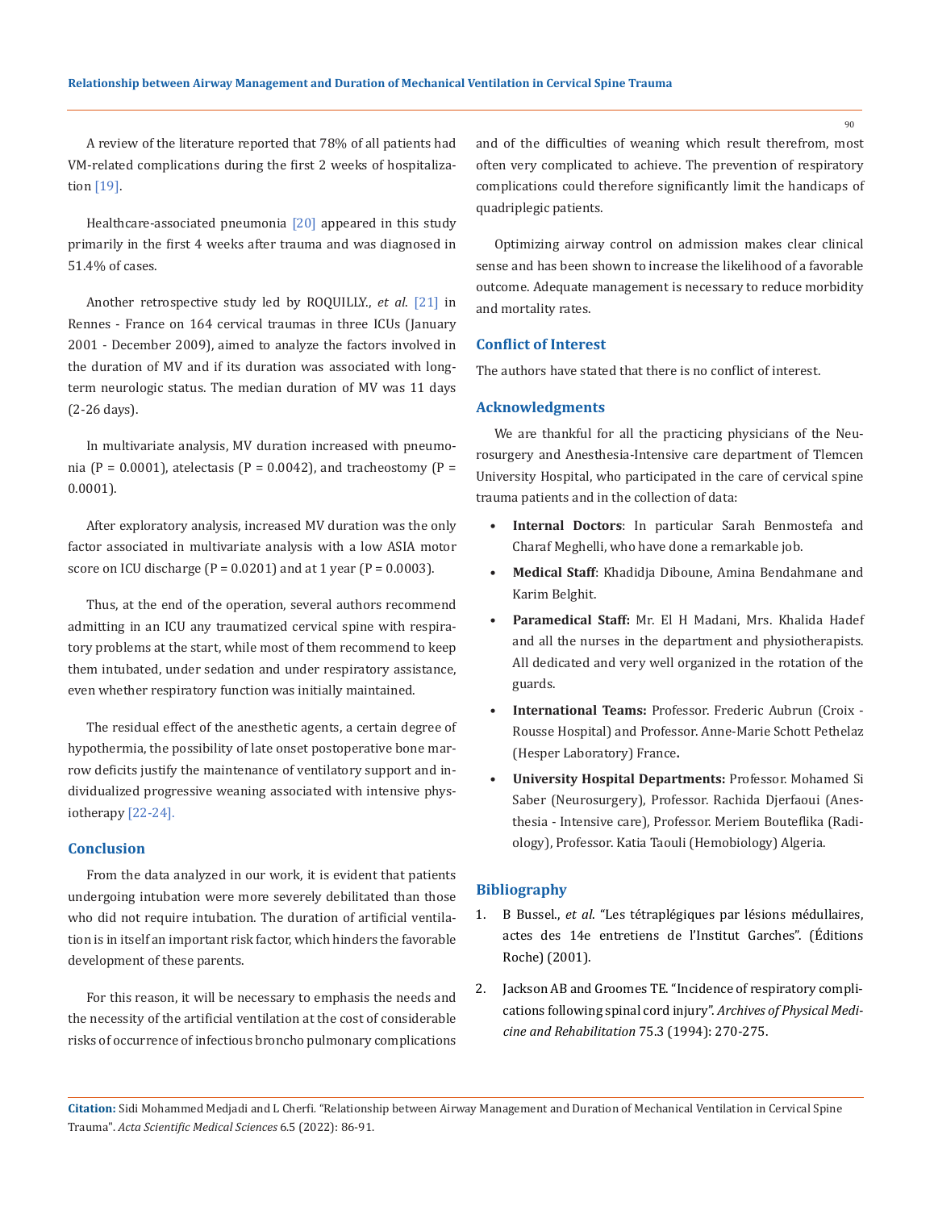A review of the literature reported that 78% of all patients had VM-related complications during the first 2 weeks of hospitalization [19].

Healthcare-associated pneumonia [20] appeared in this study primarily in the first 4 weeks after trauma and was diagnosed in 51.4% of cases.

Another retrospective study led by ROQUILLY., *et al*. [21] in Rennes - France on 164 cervical traumas in three ICUs (January 2001 - December 2009), aimed to analyze the factors involved in the duration of MV and if its duration was associated with long-term neurologic status. The median duration of MV was 11 days (2-26 days).

In multivariate analysis, MV duration increased with pneumonia ($P = 0.0001$), atelectasis ($P = 0.0042$), and tracheostomy ($P = 0.0001$).

After exploratory analysis, increased MV duration was the only factor associated in multivariate analysis with a low ASIA motor score on ICU discharge ($P = 0.0201$) and at 1 year ($P = 0.0003$).

Thus, at the end of the operation, several authors recommend admitting in an ICU any traumatized cervical spine with respiratory problems at the start, while most of them recommend to keep them intubated, under sedation and under respiratory assistance, even whether respiratory function was initially maintained.

The residual effect of the anesthetic agents, a certain degree of hypothermia, the possibility of late onset postoperative bone marrow deficits justify the maintenance of ventilatory support and individualized progressive weaning associated with intensive physiotherapy [22-24].

## Conclusion

From the data analyzed in our work, it is evident that patients undergoing intubation were more severely debilitated than those who did not require intubation. The duration of artificial ventilation is in itself an important risk factor, which hinders the favorable development of these parents.

For this reason, it will be necessary to emphasis the needs and the necessity of the artificial ventilation at the cost of considerable risks of occurrence of infectious broncho pulmonary complications and of the difficulties of weaning which result therefrom, most often very complicated to achieve. The prevention of respiratory complications could therefore significantly limit the handicaps of quadriplegic patients.

Optimizing airway control on admission makes clear clinical sense and has been shown to increase the likelihood of a favorable outcome. Adequate management is necessary to reduce morbidity and mortality rates.

## Conflict of Interest

The authors have stated that there is no conflict of interest.

## Acknowledgments

We are thankful for all the practicing physicians of the Neurosurgery and Anesthesia-Intensive care department of Tlemcen University Hospital, who participated in the care of cervical spine trauma patients and in the collection of data:

- **Internal Doctors**: In particular Sarah Benmostefa and Charaf Meghelli, who have done a remarkable job.
- **Medical Staff**: Khadidja Diboune, Amina Bendahmane and Karim Belghit.
- **Paramedical Staff:** Mr. El H Madani, Mrs. Khalida Hadef and all the nurses in the department and physiotherapists. All dedicated and very well organized in the rotation of the guards.
- **International Teams:** Professor. Frederic Aubrun (Croix - Rousse Hospital) and Professor. Anne-Marie Schott Pethelaz (Hesper Laboratory) France**.**
- **University Hospital Departments:** Professor. Mohamed Si Saber (Neurosurgery), Professor. Rachida Djerfaoui (Anesthesia - Intensive care), Professor. Meriem Bouteflika (Radiology), Professor. Katia Taouli (Hemobiology) Algeria.

## Bibliography

1. B Bussel., *et al*. "Les tétraplégiques par lésions médullaires, actes des 14e entretiens de l'Institut Garches". (Éditions Roche) (2001).
2. Jackson AB and Groomes TE. "Incidence of respiratory complications following spinal cord injury". *Archives of Physical Medicine and Rehabilitation* 75.3 (1994): 270-275.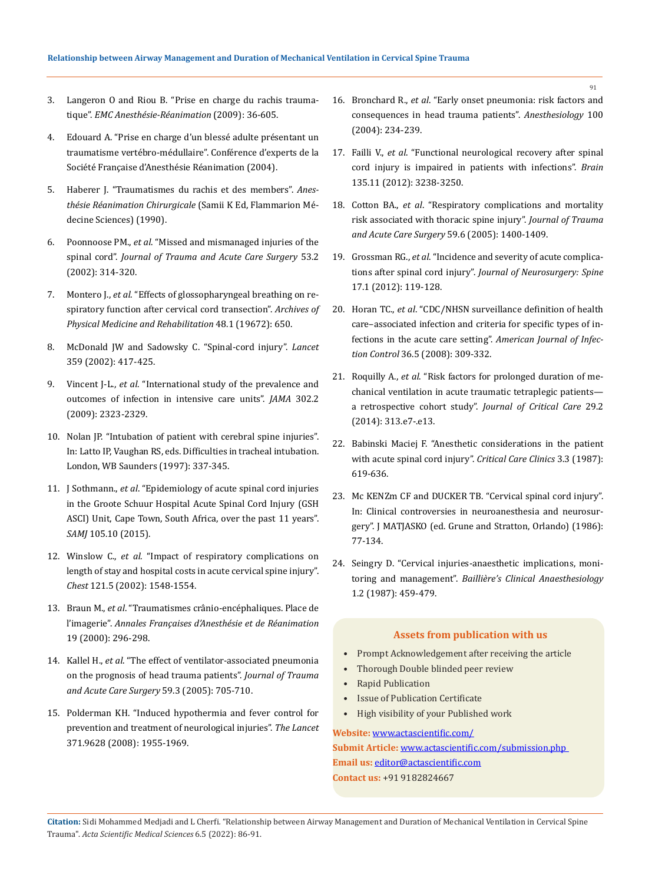3. Langeron O and Riou B. “Prise en charge du rachis traumatique”. *EMC Anesthésie-Réanimation* (2009): 36-605.
4. Edouard A. “Prise en charge d’un blessé adulte présentant un traumatisme vertébro-médullaire”. Conférence d’experts de la Société Française d’Anesthésie Réanimation (2004).
5. Haberer J. “Traumatismes du rachis et des members”. *Anesthésie Réanimation Chirurgicale* (Samii K Ed, Flammarion Médecine Sciences) (1990).
6. Poonnoose PM., *et al*. “Missed and mismanaged injuries of the spinal cord”. *Journal of Trauma and Acute Care Surgery* 53.2 (2002): 314-320.
7. Montero J., *et al*. “Effects of glossopharyngeal breathing on respiratory function after cervical cord transection”. *Archives of Physical Medicine and Rehabilitation* 48.1 (19672): 650.
8. McDonald JW and Sadowsky C. “Spinal-cord injury”. *Lancet* 359 (2002): 417-425.
9. Vincent J-L., *et al*. “International study of the prevalence and outcomes of infection in intensive care units”. *JAMA* 302.2 (2009): 2323-2329.
10. Nolan JP. “Intubation of patient with cerebral spine injuries”. In: Latto IP, Vaughan RS, eds. Difficulties in tracheal intubation. London, WB Saunders (1997): 337-345.
11. J Sothmann., *et al*. “Epidemiology of acute spinal cord injuries in the Groote Schuur Hospital Acute Spinal Cord Injury (GSH ASCI) Unit, Cape Town, South Africa, over the past 11 years”. *SAMJ* 105.10 (2015).
12. Winslow C., *et al*. “Impact of respiratory complications on length of stay and hospital costs in acute cervical spine injury”. *Chest* 121.5 (2002): 1548-1554.
13. Braun M., *et al*. “Traumatismes crânio-encéphaliques. Place de l’imagerie”. *Annales Françaises d’Anesthésie et de Réanimation* 19 (2000): 296-298.
14. Kallel H., *et al*. “The effect of ventilator-associated pneumonia on the prognosis of head trauma patients”. *Journal of Trauma and Acute Care Surgery* 59.3 (2005): 705-710.
15. Polderman KH. “Induced hypothermia and fever control for prevention and treatment of neurological injuries”. *The Lancet* 371.9628 (2008): 1955-1969.
16. Bronchard R., *et al*. “Early onset pneumonia: risk factors and consequences in head trauma patients”. *Anesthesiology* 100 (2004): 234-239.
17. Failli V., *et al*. “Functional neurological recovery after spinal cord injury is impaired in patients with infections”. *Brain* 135.11 (2012): 3238-3250.
18. Cotton BA., *et al*. “Respiratory complications and mortality risk associated with thoracic spine injury”. *Journal of Trauma and Acute Care Surgery* 59.6 (2005): 1400-1409.
19. Grossman RG., *et al*. “Incidence and severity of acute complications after spinal cord injury”. *Journal of Neurosurgery: Spine* 17.1 (2012): 119-128.
20. Horan TC., *et al*. “CDC/NHSN surveillance definition of health care–associated infection and criteria for specific types of infections in the acute care setting”. *American Journal of Infection Control* 36.5 (2008): 309-332.
21. Roquilly A., *et al*. “Risk factors for prolonged duration of mechanical ventilation in acute traumatic tetraplegic patients—a retrospective cohort study”. *Journal of Critical Care* 29.2 (2014): 313.e7-.e13.
22. Babinski Maciej F. “Anesthetic considerations in the patient with acute spinal cord injury”. *Critical Care Clinics* 3.3 (1987): 619-636.
23. Mc KENZm CF and DUCKER TB. “Cervical spinal cord injury”. In: Clinical controversies in neuroanesthesia and neurosurgery”. J MATJASKO (ed. Grune and Stratton, Orlando) (1986): 77-134.
24. Seingry D. “Cervical injuries-anaesthetic implications, monitoring and management”. *Baillière’s Clinical Anaesthesiology* 1.2 (1987): 459-479.

**Assets from publication with us**

- Prompt Acknowledgement after receiving the article
- Thorough Double blinded peer review
- Rapid Publication
- Issue of Publication Certificate
- High visibility of your Published work

**Website:** www.actascientific.com/
**Submit Article:** www.actascientific.com/submission.php
**Email us:** editor@actascientific.com
**Contact us:** +91 9182824667

**Citation:** Sidi Mohammed Medjadi and L Cherfi. “Relationship between Airway Management and Duration of Mechanical Ventilation in Cervical Spine Trauma”. *Acta Scientific Medical Sciences* 6.5 (2022): 86-91.